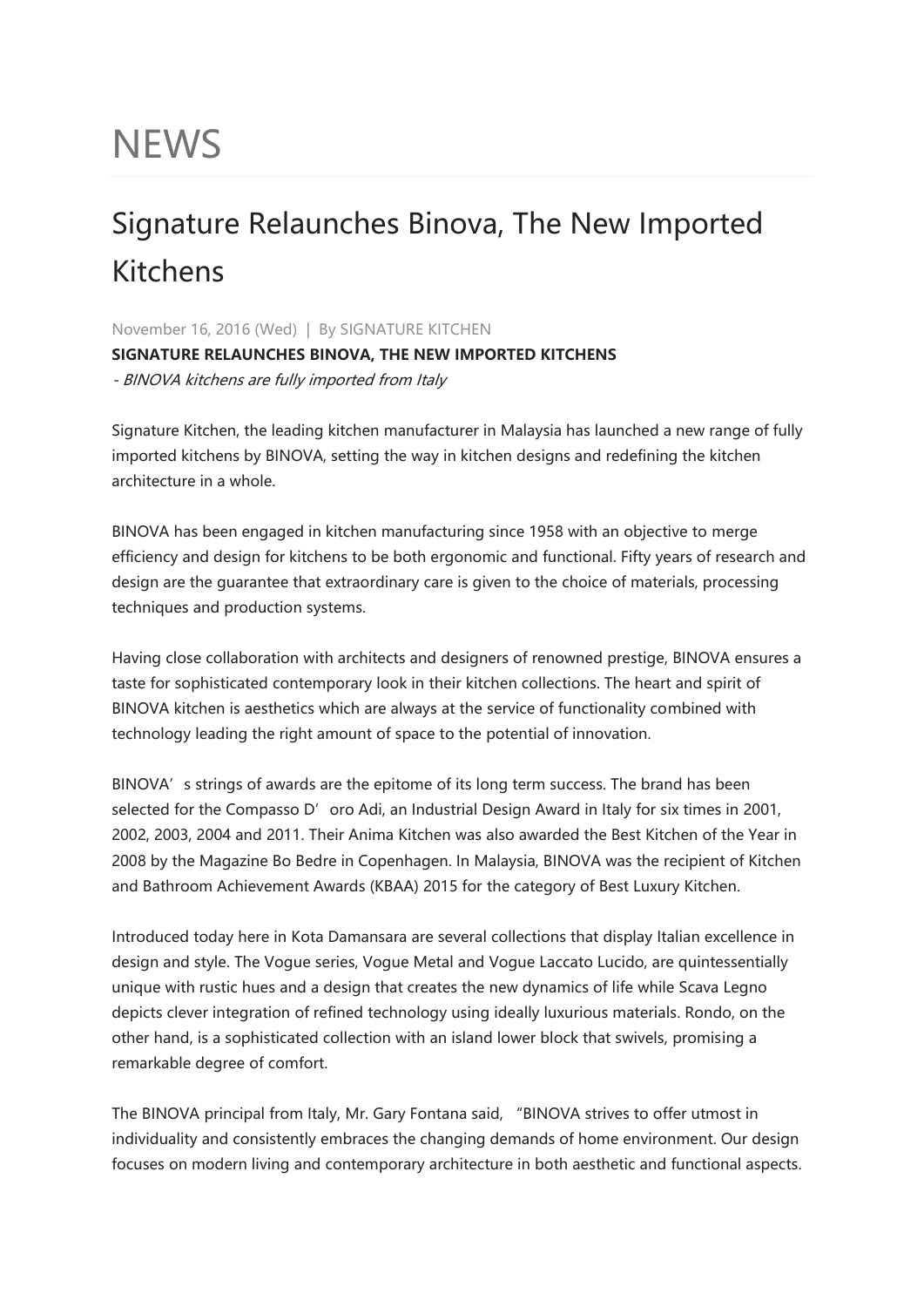# NEWS

## Signature Relaunches Binova, The New Imported Kitchens

November 16, 2016 (Wed) | By SIGNATURE KITCHEN

**SIGNATURE RELAUNCHES BINOVA, THE NEW IMPORTED KITCHENS**

*- BINOVA kitchens are fully imported from Italy*

Signature Kitchen, the leading kitchen manufacturer in Malaysia has launched a new range of fully imported kitchens by BINOVA, setting the way in kitchen designs and redefining the kitchen architecture in a whole.

BINOVA has been engaged in kitchen manufacturing since 1958 with an objective to merge efficiency and design for kitchens to be both ergonomic and functional. Fifty years of research and design are the guarantee that extraordinary care is given to the choice of materials, processing techniques and production systems.

Having close collaboration with architects and designers of renowned prestige, BINOVA ensures a taste for sophisticated contemporary look in their kitchen collections. The heart and spirit of BINOVA kitchen is aesthetics which are always at the service of functionality combined with technology leading the right amount of space to the potential of innovation.

BINOVA's strings of awards are the epitome of its long term success. The brand has been selected for the Compasso D'oro Adi, an Industrial Design Award in Italy for six times in 2001, 2002, 2003, 2004 and 2011. Their Anima Kitchen was also awarded the Best Kitchen of the Year in 2008 by the Magazine Bo Bedre in Copenhagen. In Malaysia, BINOVA was the recipient of Kitchen and Bathroom Achievement Awards (KBAA) 2015 for the category of Best Luxury Kitchen.

Introduced today here in Kota Damansara are several collections that display Italian excellence in design and style. The Vogue series, Vogue Metal and Vogue Laccato Lucido, are quintessentially unique with rustic hues and a design that creates the new dynamics of life while Scava Legno depicts clever integration of refined technology using ideally luxurious materials. Rondo, on the other hand, is a sophisticated collection with an island lower block that swivels, promising a remarkable degree of comfort.

The BINOVA principal from Italy, Mr. Gary Fontana said, "BINOVA strives to offer utmost in individuality and consistently embraces the changing demands of home environment. Our design focuses on modern living and contemporary architecture in both aesthetic and functional aspects.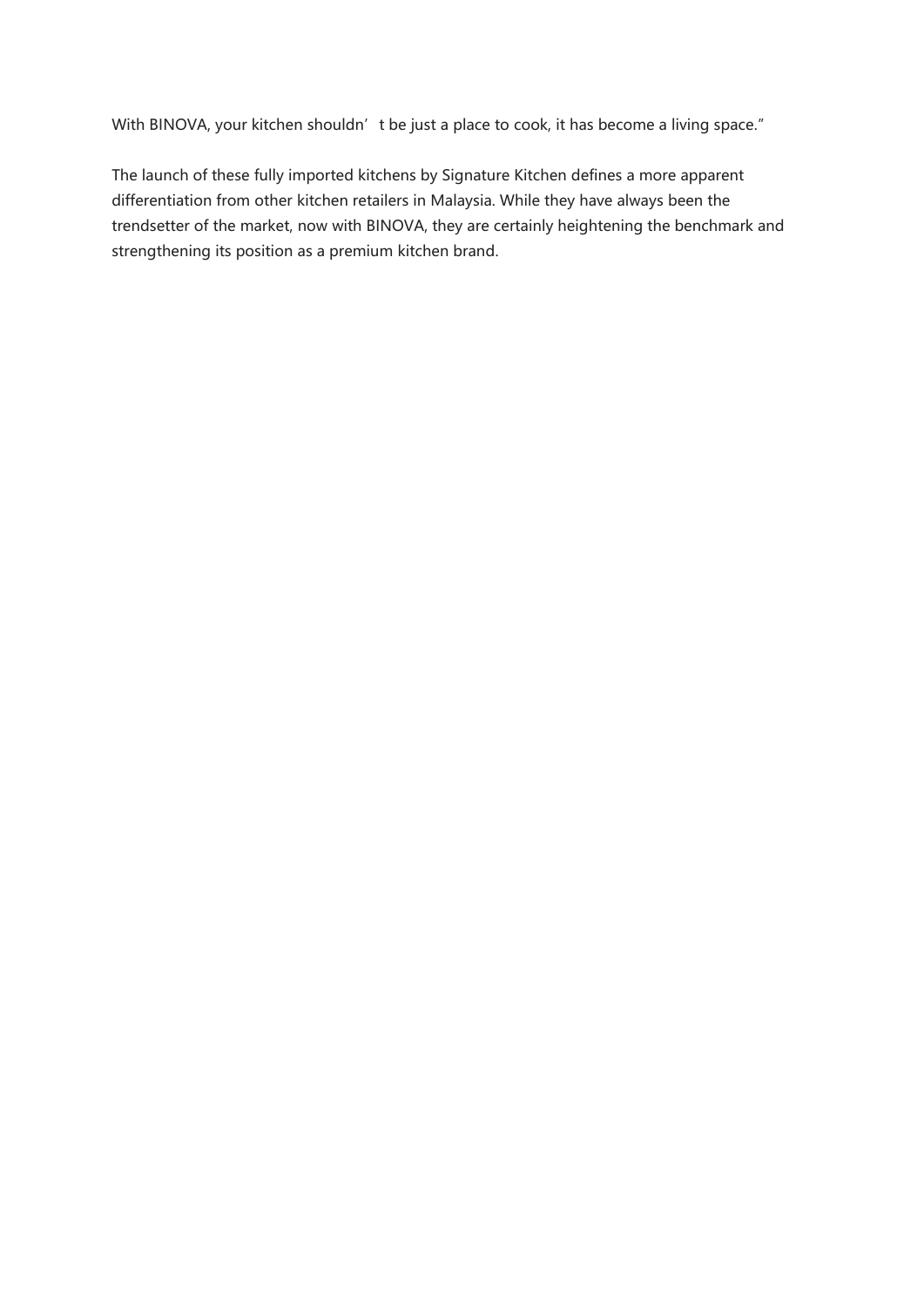With BINOVA, your kitchen shouldn’t be just a place to cook, it has become a living space.”

The launch of these fully imported kitchens by Signature Kitchen defines a more apparent differentiation from other kitchen retailers in Malaysia. While they have always been the trendsetter of the market, now with BINOVA, they are certainly heightening the benchmark and strengthening its position as a premium kitchen brand.